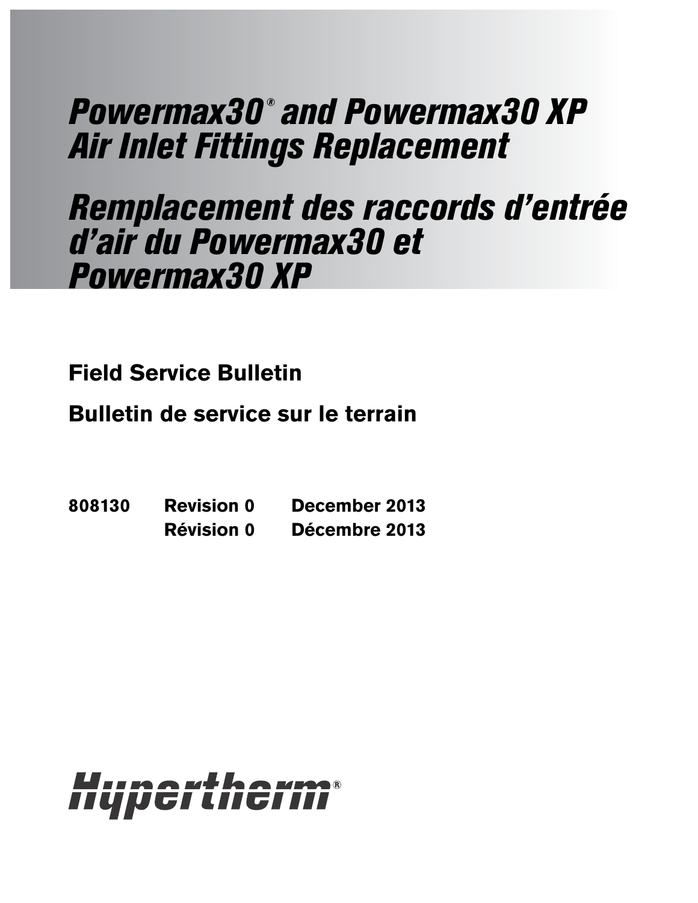# Powermax30® and Powermax30 XP Air Inlet Fittings Replacement

# Remplacement des raccords d'entrée d'air du Powermax30 et Powermax30 XP

**Field Service Bulletin**

**Bulletin de service sur le terrain**

**808130 Revision 0 December 2013**

**Révision 0 Décembre 2013**

Hypertherm®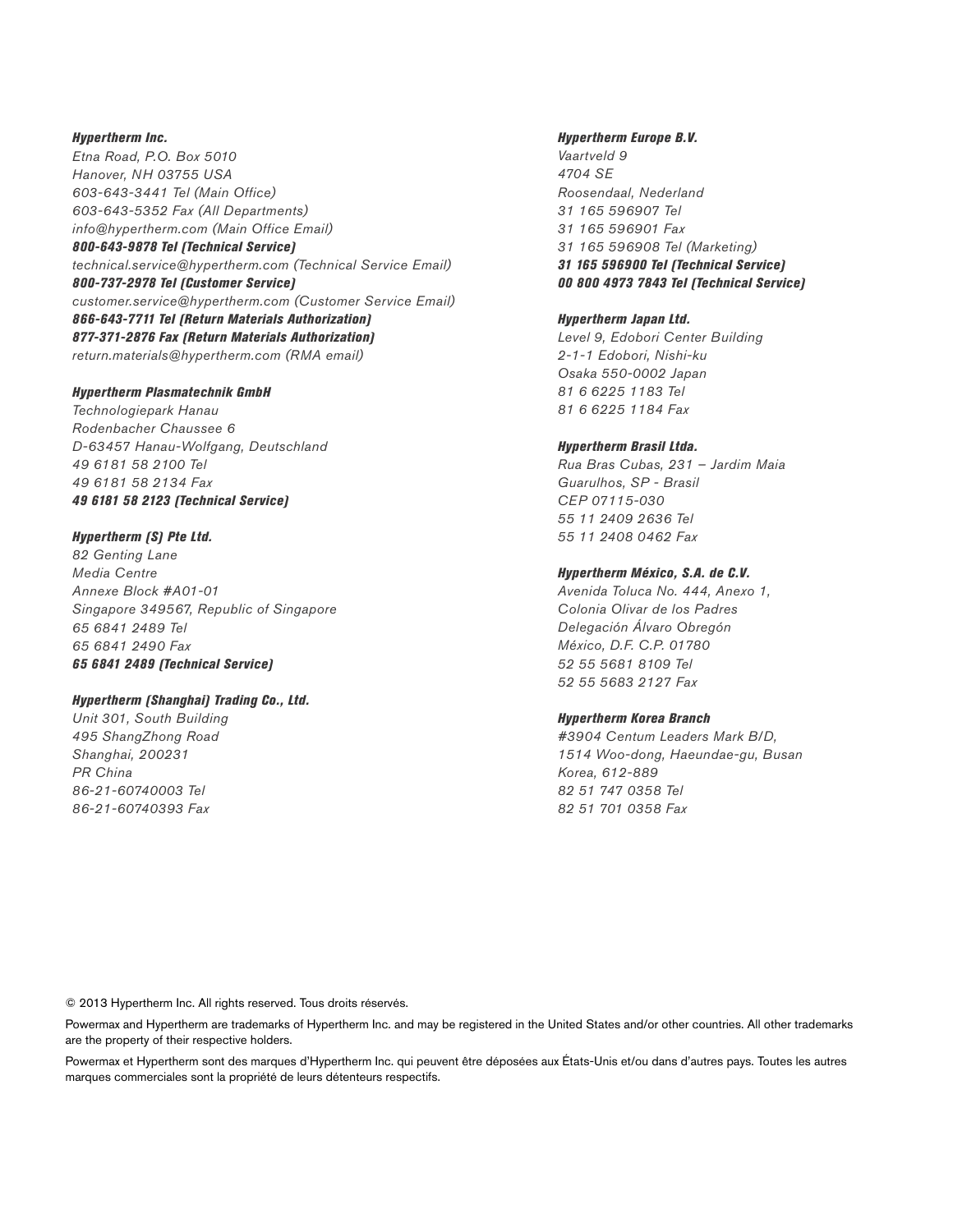***Hypertherm Inc.***
*Etna Road, P.O. Box 5010*
*Hanover, NH 03755 USA*
*603-643-3441 Tel (Main Office)*
*603-643-5352 Fax (All Departments)*
*info@hypertherm.com (Main Office Email)*
***800-643-9878 Tel (Technical Service)***
*technical.service@hypertherm.com (Technical Service Email)*
***800-737-2978 Tel (Customer Service)***
*customer.service@hypertherm.com (Customer Service Email)*
***866-643-7711 Tel (Return Materials Authorization)***
***877-371-2876 Fax (Return Materials Authorization)***
*return.materials@hypertherm.com (RMA email)*

***Hypertherm Plasmatechnik GmbH***
*Technologiepark Hanau*
*Rodenbacher Chaussee 6*
*D-63457 Hanau-Wolfgang, Deutschland*
*49 6181 58 2100 Tel*
*49 6181 58 2134 Fax*
***49 6181 58 2123 (Technical Service)***

***Hypertherm (S) Pte Ltd.***
*82 Genting Lane*
*Media Centre*
*Annexe Block #A01-01*
*Singapore 349567, Republic of Singapore*
*65 6841 2489 Tel*
*65 6841 2490 Fax*
***65 6841 2489 (Technical Service)***

***Hypertherm (Shanghai) Trading Co., Ltd.***
*Unit 301, South Building*
*495 ShangZhong Road*
*Shanghai, 200231*
*PR China*
*86-21-60740003 Tel*
*86-21-60740393 Fax*

***Hypertherm Europe B.V.***
*Vaartveld 9*
*4704 SE*
*Roosendaal, Nederland*
*31 165 596907 Tel*
*31 165 596901 Fax*
*31 165 596908 Tel (Marketing)*
***31 165 596900 Tel (Technical Service)***
***00 800 4973 7843 Tel (Technical Service)***

***Hypertherm Japan Ltd.***
*Level 9, Edobori Center Building*
*2-1-1 Edobori, Nishi-ku*
*Osaka 550-0002 Japan*
*81 6 6225 1183 Tel*
*81 6 6225 1184 Fax*

***Hypertherm Brasil Ltda.***
*Rua Bras Cubas, 231 – Jardim Maia*
*Guarulhos, SP - Brasil*
*CEP 07115-030*
*55 11 2409 2636 Tel*
*55 11 2408 0462 Fax*

***Hypertherm México, S.A. de C.V.***
*Avenida Toluca No. 444, Anexo 1,*
*Colonia Olivar de los Padres*
*Delegación Álvaro Obregón*
*México, D.F. C.P. 01780*
*52 55 5681 8109 Tel*
*52 55 5683 2127 Fax*

***Hypertherm Korea Branch***
*#3904 Centum Leaders Mark B/D,*
*1514 Woo-dong, Haeundae-gu, Busan*
*Korea, 612-889*
*82 51 747 0358 Tel*
*82 51 701 0358 Fax*

© 2013 Hypertherm Inc. All rights reserved. Tous droits réservés.

Powermax and Hypertherm are trademarks of Hypertherm Inc. and may be registered in the United States and/or other countries. All other trademarks are the property of their respective holders.

Powermax et Hypertherm sont des marques d'Hypertherm Inc. qui peuvent être déposées aux États-Unis et/ou dans d'autres pays. Toutes les autres marques commerciales sont la propriété de leurs détenteurs respectifs.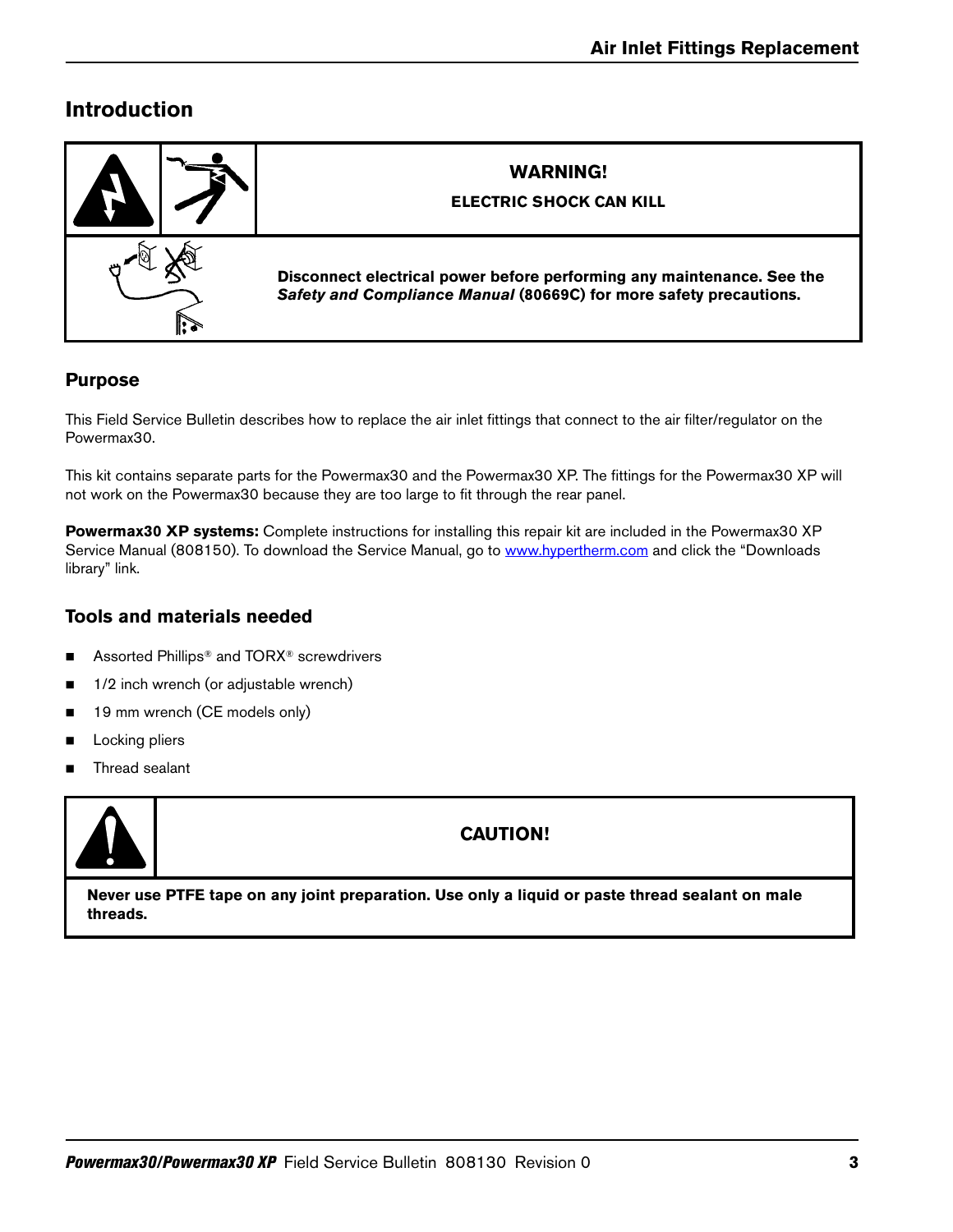## Introduction

**WARNING!**

**ELECTRIC SHOCK CAN KILL**

**Disconnect electrical power before performing any maintenance. See the *Safety and Compliance Manual* (80669C) for more safety precautions.**

### Purpose

This Field Service Bulletin describes how to replace the air inlet fittings that connect to the air filter/regulator on the Powermax30.

This kit contains separate parts for the Powermax30 and the Powermax30 XP. The fittings for the Powermax30 XP will not work on the Powermax30 because they are too large to fit through the rear panel.

**Powermax30 XP systems:** Complete instructions for installing this repair kit are included in the Powermax30 XP Service Manual (808150). To download the Service Manual, go to www.hypertherm.com and click the "Downloads library" link.

### Tools and materials needed

- Assorted Phillips® and TORX® screwdrivers
- 1/2 inch wrench (or adjustable wrench)
- 19 mm wrench (CE models only)
- Locking pliers
- Thread sealant

**CAUTION!**

**Never use PTFE tape on any joint preparation. Use only a liquid or paste thread sealant on male threads.**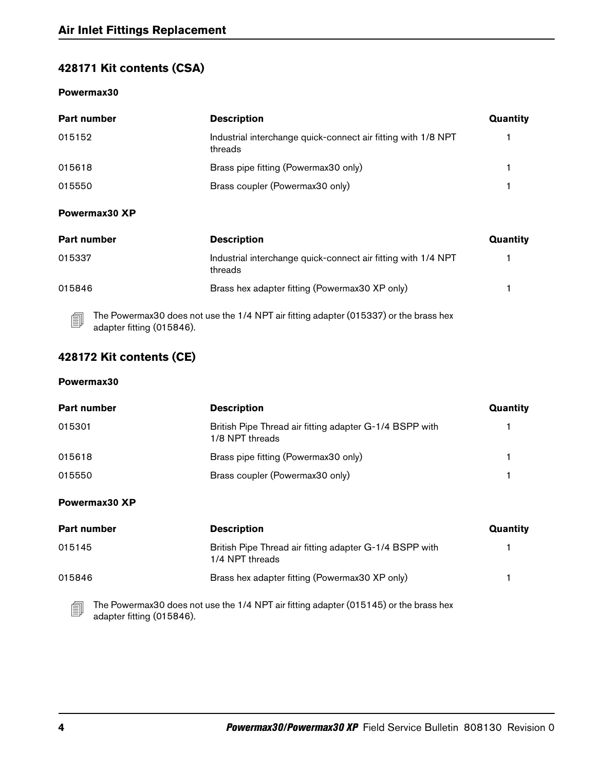### 428171 Kit contents (CSA)

#### Powermax30

| Part number | Description | Quantity |
| --- | --- | --- |
| 015152 | Industrial interchange quick-connect air fitting with 1/8 NPT threads | 1 |
| 015618 | Brass pipe fitting (Powermax30 only) | 1 |
| 015550 | Brass coupler (Powermax30 only) | 1 |

#### Powermax30 XP

| Part number | Description | Quantity |
| --- | --- | --- |
| 015337 | Industrial interchange quick-connect air fitting with 1/4 NPT threads | 1 |
| 015846 | Brass hex adapter fitting (Powermax30 XP only) | 1 |

The Powermax30 does not use the 1/4 NPT air fitting adapter (015337) or the brass hex adapter fitting (015846).

### 428172 Kit contents (CE)

#### Powermax30

| Part number | Description | Quantity |
| --- | --- | --- |
| 015301 | British Pipe Thread air fitting adapter G-1/4 BSPP with 1/8 NPT threads | 1 |
| 015618 | Brass pipe fitting (Powermax30 only) | 1 |
| 015550 | Brass coupler (Powermax30 only) | 1 |

#### Powermax30 XP

| Part number | Description | Quantity |
| --- | --- | --- |
| 015145 | British Pipe Thread air fitting adapter G-1/4 BSPP with 1/4 NPT threads | 1 |
| 015846 | Brass hex adapter fitting (Powermax30 XP only) | 1 |

The Powermax30 does not use the 1/4 NPT air fitting adapter (015145) or the brass hex adapter fitting (015846).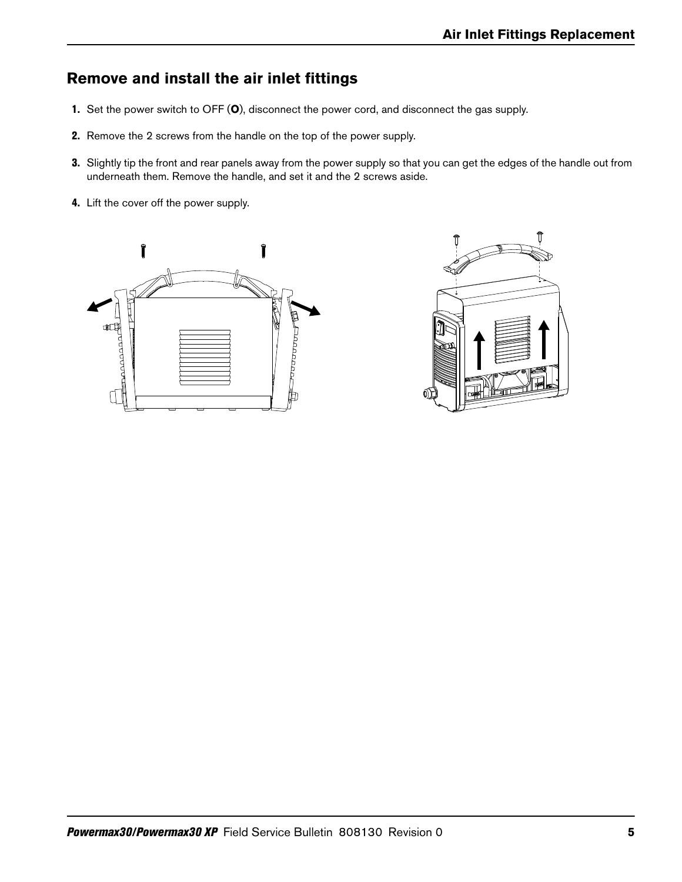## Remove and install the air inlet fittings

1. Set the power switch to OFF (**O**), disconnect the power cord, and disconnect the gas supply.
2. Remove the 2 screws from the handle on the top of the power supply.
3. Slightly tip the front and rear panels away from the power supply so that you can get the edges of the handle out from underneath them. Remove the handle, and set it and the 2 screws aside.
4. Lift the cover off the power supply.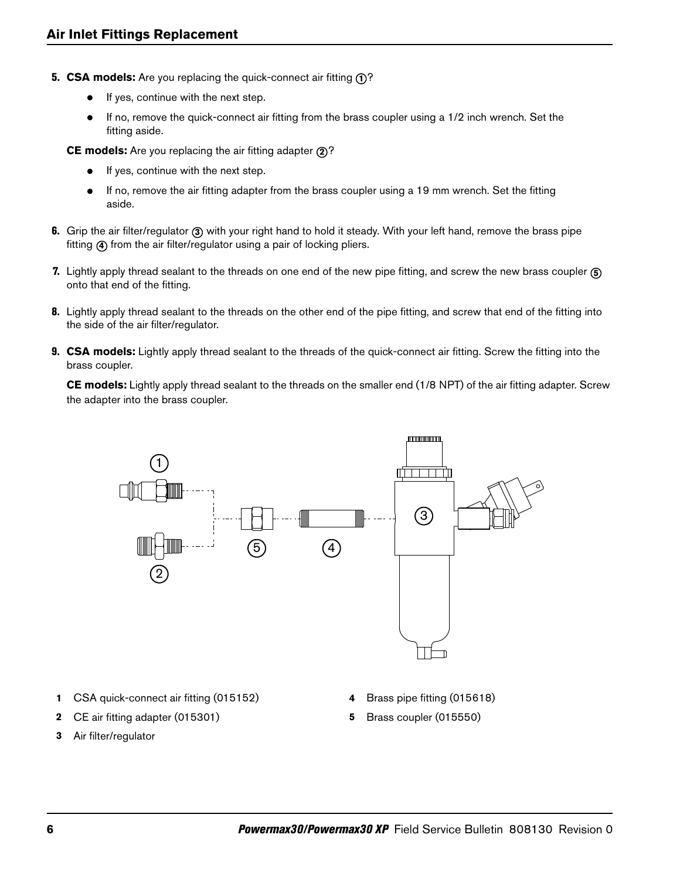## Air Inlet Fittings Replacement

5. **CSA models:** Are you replacing the quick-connect air fitting ①?
   - If yes, continue with the next step.
   - If no, remove the quick-connect air fitting from the brass coupler using a 1/2 inch wrench. Set the fitting aside.

   **CE models:** Are you replacing the air fitting adapter ②?
   - If yes, continue with the next step.
   - If no, remove the air fitting adapter from the brass coupler using a 19 mm wrench. Set the fitting aside.

6. Grip the air filter/regulator ③ with your right hand to hold it steady. With your left hand, remove the brass pipe fitting ④ from the air filter/regulator using a pair of locking pliers.

7. Lightly apply thread sealant to the threads on one end of the new pipe fitting, and screw the new brass coupler ⑤ onto that end of the fitting.

8. Lightly apply thread sealant to the threads on the other end of the pipe fitting, and screw that end of the fitting into the side of the air filter/regulator.

9. **CSA models:** Lightly apply thread sealant to the threads of the quick-connect air fitting. Screw the fitting into the brass coupler.

   **CE models:** Lightly apply thread sealant to the threads on the smaller end (1/8 NPT) of the air fitting adapter. Screw the adapter into the brass coupler.

1 CSA quick-connect air fitting (015152)

2 CE air fitting adapter (015301)

3 Air filter/regulator

4 Brass pipe fitting (015618)

5 Brass coupler (015550)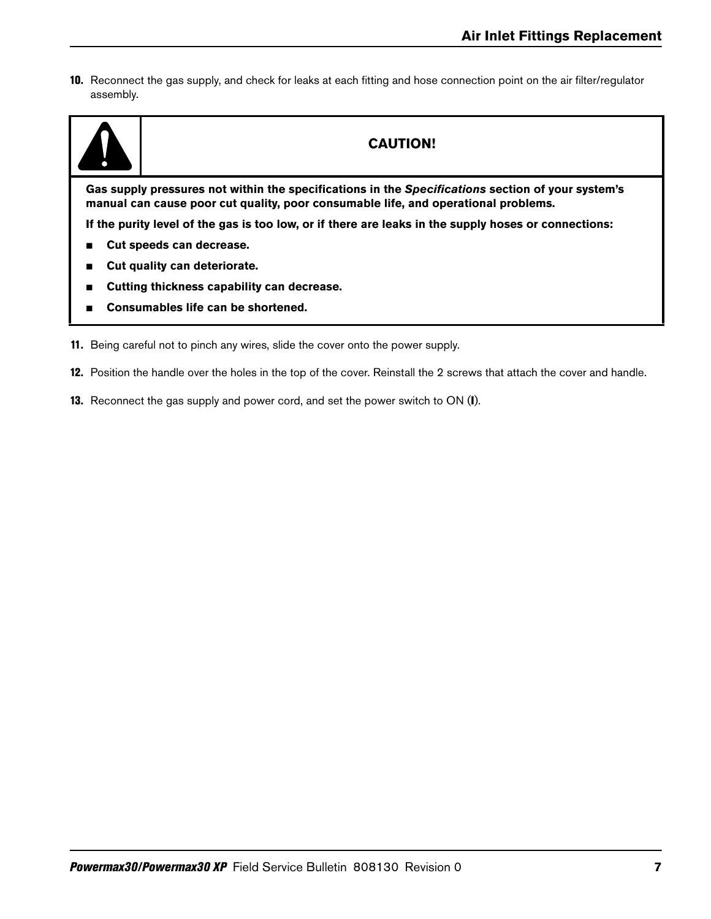10. Reconnect the gas supply, and check for leaks at each fitting and hose connection point on the air filter/regulator assembly.

> **CAUTION!**
>
> **Gas supply pressures not within the specifications in the *Specifications* section of your system's manual can cause poor cut quality, poor consumable life, and operational problems.**
>
> **If the purity level of the gas is too low, or if there are leaks in the supply hoses or connections:**
>
> - **Cut speeds can decrease.**
> - **Cut quality can deteriorate.**
> - **Cutting thickness capability can decrease.**
> - **Consumables life can be shortened.**

11. Being careful not to pinch any wires, slide the cover onto the power supply.

12. Position the handle over the holes in the top of the cover. Reinstall the 2 screws that attach the cover and handle.

13. Reconnect the gas supply and power cord, and set the power switch to ON (**I**).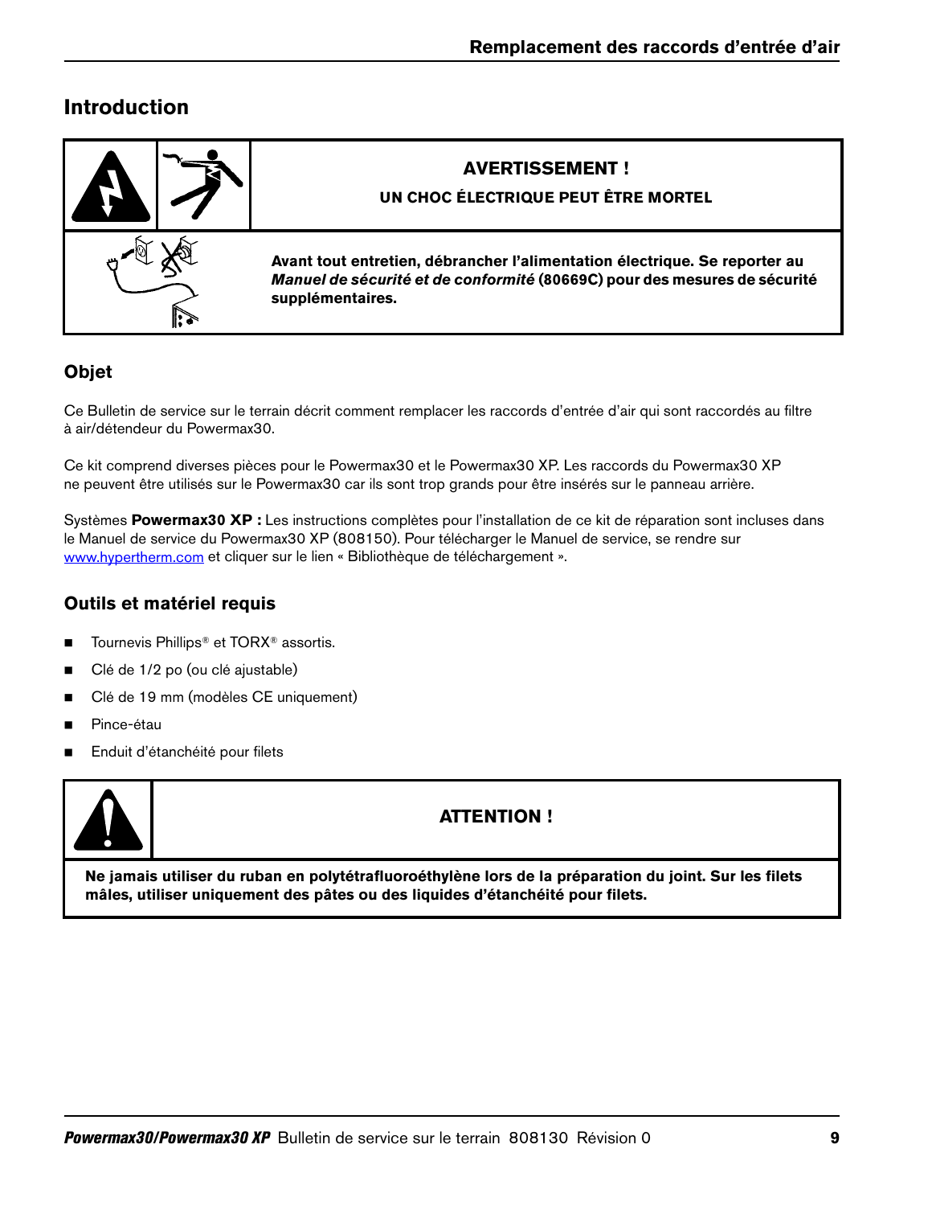## Introduction

**AVERTISSEMENT !**

**UN CHOC ÉLECTRIQUE PEUT ÊTRE MORTEL**

**Avant tout entretien, débrancher l'alimentation électrique. Se reporter au *Manuel de sécurité et de conformité* (80669C) pour des mesures de sécurité supplémentaires.**

### Objet

Ce Bulletin de service sur le terrain décrit comment remplacer les raccords d'entrée d'air qui sont raccordés au filtre à air/détendeur du Powermax30.

Ce kit comprend diverses pièces pour le Powermax30 et le Powermax30 XP. Les raccords du Powermax30 XP ne peuvent être utilisés sur le Powermax30 car ils sont trop grands pour être insérés sur le panneau arrière.

Systèmes **Powermax30 XP :** Les instructions complètes pour l'installation de ce kit de réparation sont incluses dans le Manuel de service du Powermax30 XP (808150). Pour télécharger le Manuel de service, se rendre sur www.hypertherm.com et cliquer sur le lien « Bibliothèque de téléchargement ».

### Outils et matériel requis

- Tournevis Phillips® et TORX® assortis.
- Clé de 1/2 po (ou clé ajustable)
- Clé de 19 mm (modèles CE uniquement)
- Pince-étau
- Enduit d'étanchéité pour filets

**ATTENTION !**

**Ne jamais utiliser du ruban en polytétrafluoroéthylène lors de la préparation du joint. Sur les filets mâles, utiliser uniquement des pâtes ou des liquides d'étanchéité pour filets.**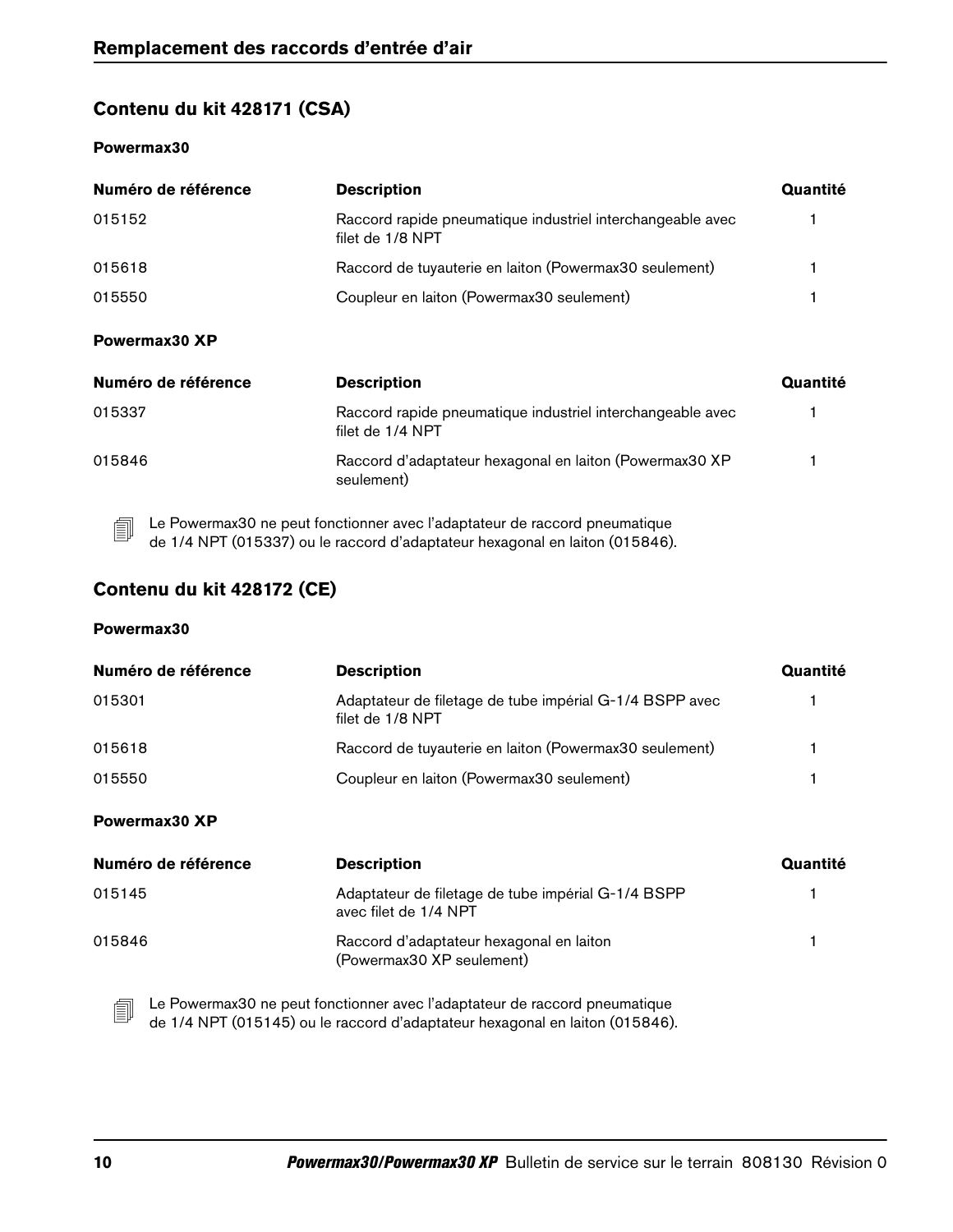## Contenu du kit 428171 (CSA)

### Powermax30

| Numéro de référence | Description | Quantité |
|---|---|---|
| 015152 | Raccord rapide pneumatique industriel interchangeable avec filet de 1/8 NPT | 1 |
| 015618 | Raccord de tuyauterie en laiton (Powermax30 seulement) | 1 |
| 015550 | Coupleur en laiton (Powermax30 seulement) | 1 |

### Powermax30 XP

| Numéro de référence | Description | Quantité |
|---|---|---|
| 015337 | Raccord rapide pneumatique industriel interchangeable avec filet de 1/4 NPT | 1 |
| 015846 | Raccord d'adaptateur hexagonal en laiton (Powermax30 XP seulement) | 1 |

Le Powermax30 ne peut fonctionner avec l'adaptateur de raccord pneumatique de 1/4 NPT (015337) ou le raccord d'adaptateur hexagonal en laiton (015846).

## Contenu du kit 428172 (CE)

### Powermax30

| Numéro de référence | Description | Quantité |
|---|---|---|
| 015301 | Adaptateur de filetage de tube impérial G-1/4 BSPP avec filet de 1/8 NPT | 1 |
| 015618 | Raccord de tuyauterie en laiton (Powermax30 seulement) | 1 |
| 015550 | Coupleur en laiton (Powermax30 seulement) | 1 |

### Powermax30 XP

| Numéro de référence | Description | Quantité |
|---|---|---|
| 015145 | Adaptateur de filetage de tube impérial G-1/4 BSPP avec filet de 1/4 NPT | 1 |
| 015846 | Raccord d'adaptateur hexagonal en laiton (Powermax30 XP seulement) | 1 |

Le Powermax30 ne peut fonctionner avec l'adaptateur de raccord pneumatique de 1/4 NPT (015145) ou le raccord d'adaptateur hexagonal en laiton (015846).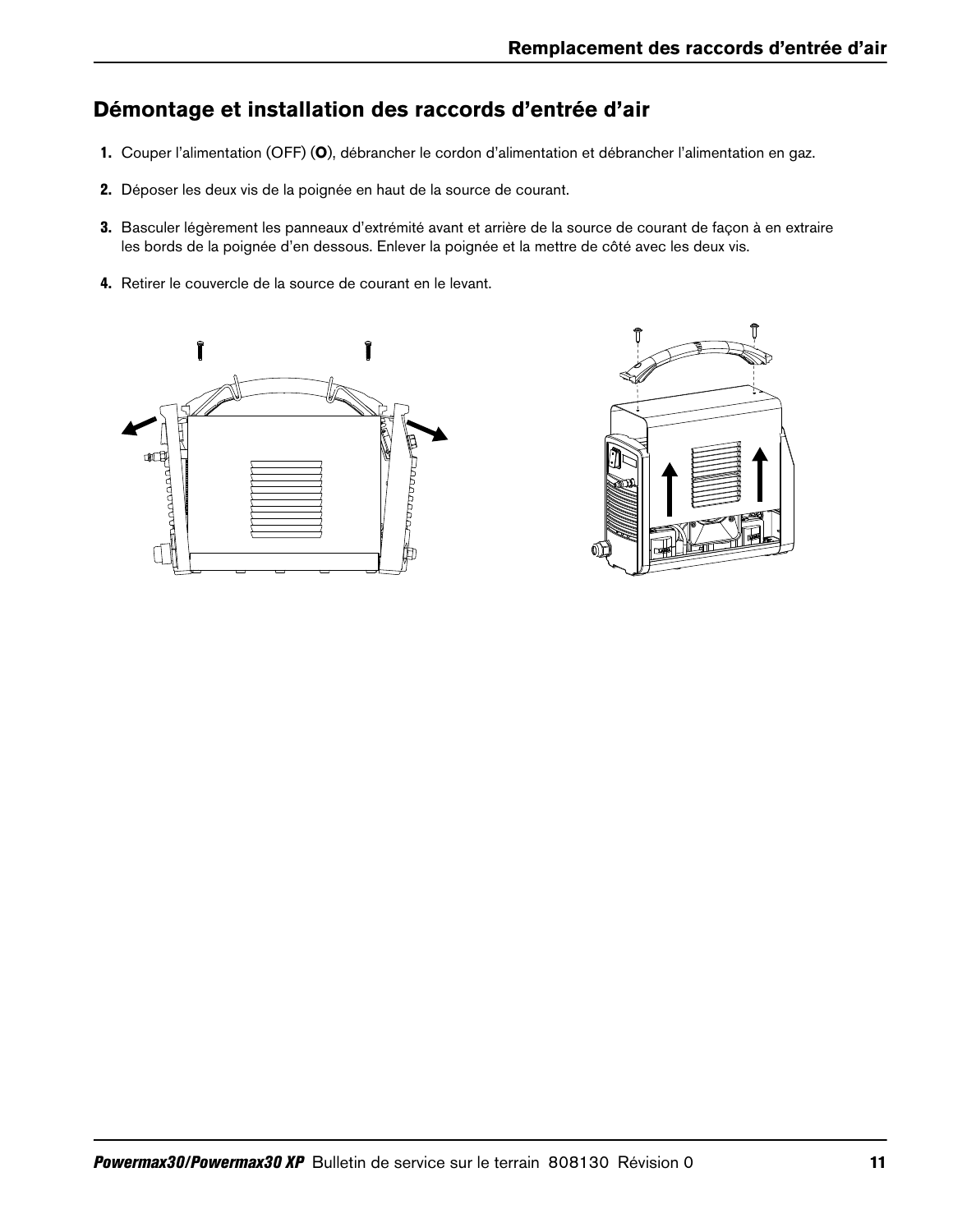## Démontage et installation des raccords d’entrée d’air

1. Couper l’alimentation (OFF) (**O**), débrancher le cordon d’alimentation et débrancher l’alimentation en gaz.

2. Déposer les deux vis de la poignée en haut de la source de courant.

3. Basculer légèrement les panneaux d’extrémité avant et arrière de la source de courant de façon à en extraire les bords de la poignée d’en dessous. Enlever la poignée et la mettre de côté avec les deux vis.

4. Retirer le couvercle de la source de courant en le levant.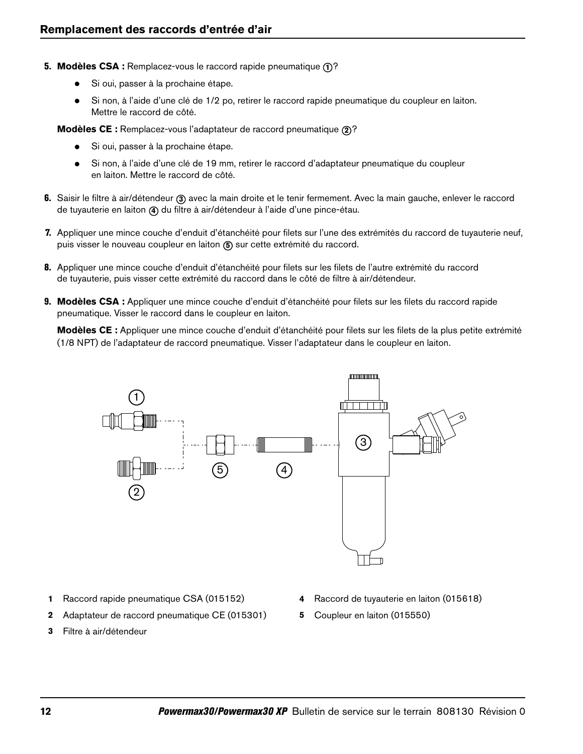## Remplacement des raccords d'entrée d'air

5. **Modèles CSA :** Remplacez-vous le raccord rapide pneumatique ①?
   - Si oui, passer à la prochaine étape.
   - Si non, à l'aide d'une clé de 1/2 po, retirer le raccord rapide pneumatique du coupleur en laiton. Mettre le raccord de côté.

   **Modèles CE :** Remplacez-vous l'adaptateur de raccord pneumatique ②?
   - Si oui, passer à la prochaine étape.
   - Si non, à l'aide d'une clé de 19 mm, retirer le raccord d'adaptateur pneumatique du coupleur en laiton. Mettre le raccord de côté.

6. Saisir le filtre à air/détendeur ③ avec la main droite et le tenir fermement. Avec la main gauche, enlever le raccord de tuyauterie en laiton ④ du filtre à air/détendeur à l'aide d'une pince-étau.

7. Appliquer une mince couche d'enduit d'étanchéité pour filets sur l'une des extrémités du raccord de tuyauterie neuf, puis visser le nouveau coupleur en laiton ⑤ sur cette extrémité du raccord.

8. Appliquer une mince couche d'enduit d'étanchéité pour filets sur les filets de l'autre extrémité du raccord de tuyauterie, puis visser cette extrémité du raccord dans le côté de filtre à air/détendeur.

9. **Modèles CSA :** Appliquer une mince couche d'enduit d'étanchéité pour filets sur les filets du raccord rapide pneumatique. Visser le raccord dans le coupleur en laiton.

   **Modèles CE :** Appliquer une mince couche d'enduit d'étanchéité pour filets sur les filets de la plus petite extrémité (1/8 NPT) de l'adaptateur de raccord pneumatique. Visser l'adaptateur dans le coupleur en laiton.

**1** Raccord rapide pneumatique CSA (015152)

**2** Adaptateur de raccord pneumatique CE (015301)

**3** Filtre à air/détendeur

**4** Raccord de tuyauterie en laiton (015618)

**5** Coupleur en laiton (015550)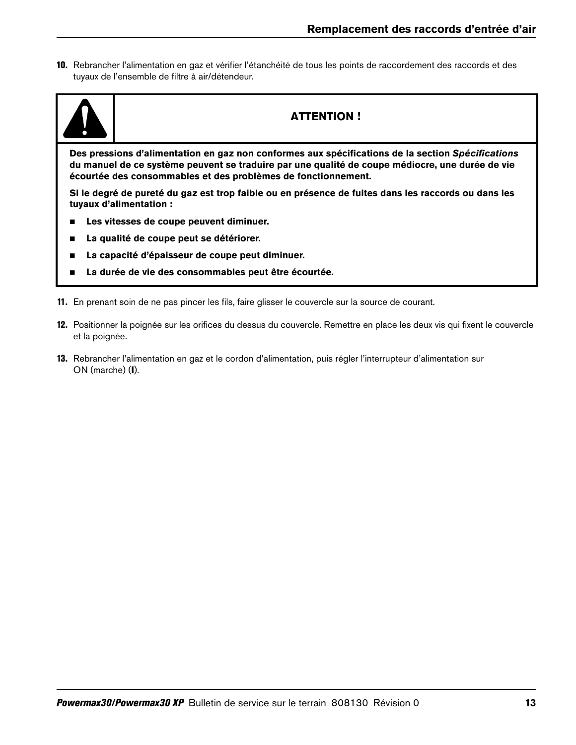10. Rebrancher l'alimentation en gaz et vérifier l'étanchéité de tous les points de raccordement des raccords et des tuyaux de l'ensemble de filtre à air/détendeur.

**ATTENTION !**

**Des pressions d'alimentation en gaz non conformes aux spécifications de la section *Spécifications* du manuel de ce système peuvent se traduire par une qualité de coupe médiocre, une durée de vie écourtée des consommables et des problèmes de fonctionnement.**

**Si le degré de pureté du gaz est trop faible ou en présence de fuites dans les raccords ou dans les tuyaux d'alimentation :**

- **Les vitesses de coupe peuvent diminuer.**
- **La qualité de coupe peut se détériorer.**
- **La capacité d'épaisseur de coupe peut diminuer.**
- **La durée de vie des consommables peut être écourtée.**

11. En prenant soin de ne pas pincer les fils, faire glisser le couvercle sur la source de courant.

12. Positionner la poignée sur les orifices du dessus du couvercle. Remettre en place les deux vis qui fixent le couvercle et la poignée.

13. Rebrancher l'alimentation en gaz et le cordon d'alimentation, puis régler l'interrupteur d'alimentation sur ON (marche) (**I**).